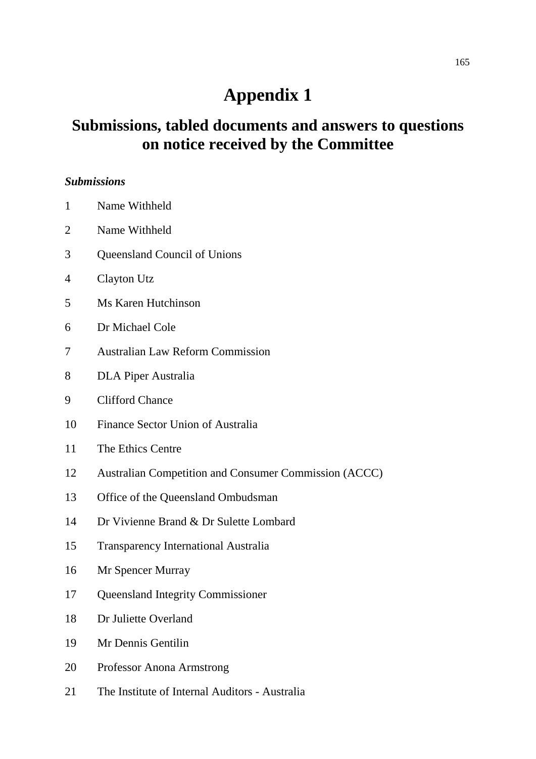# Appendix 1

## Submissions, tabled documents and answers to questions on notice received by the Committee

***Submissions***

1 Name Withheld

2 Name Withheld

3 Queensland Council of Unions

4 Clayton Utz

5 Ms Karen Hutchinson

6 Dr Michael Cole

7 Australian Law Reform Commission

8 DLA Piper Australia

9 Clifford Chance

10 Finance Sector Union of Australia

11 The Ethics Centre

12 Australian Competition and Consumer Commission (ACCC)

13 Office of the Queensland Ombudsman

14 Dr Vivienne Brand & Dr Sulette Lombard

15 Transparency International Australia

16 Mr Spencer Murray

17 Queensland Integrity Commissioner

18 Dr Juliette Overland

19 Mr Dennis Gentilin

20 Professor Anona Armstrong

21 The Institute of Internal Auditors - Australia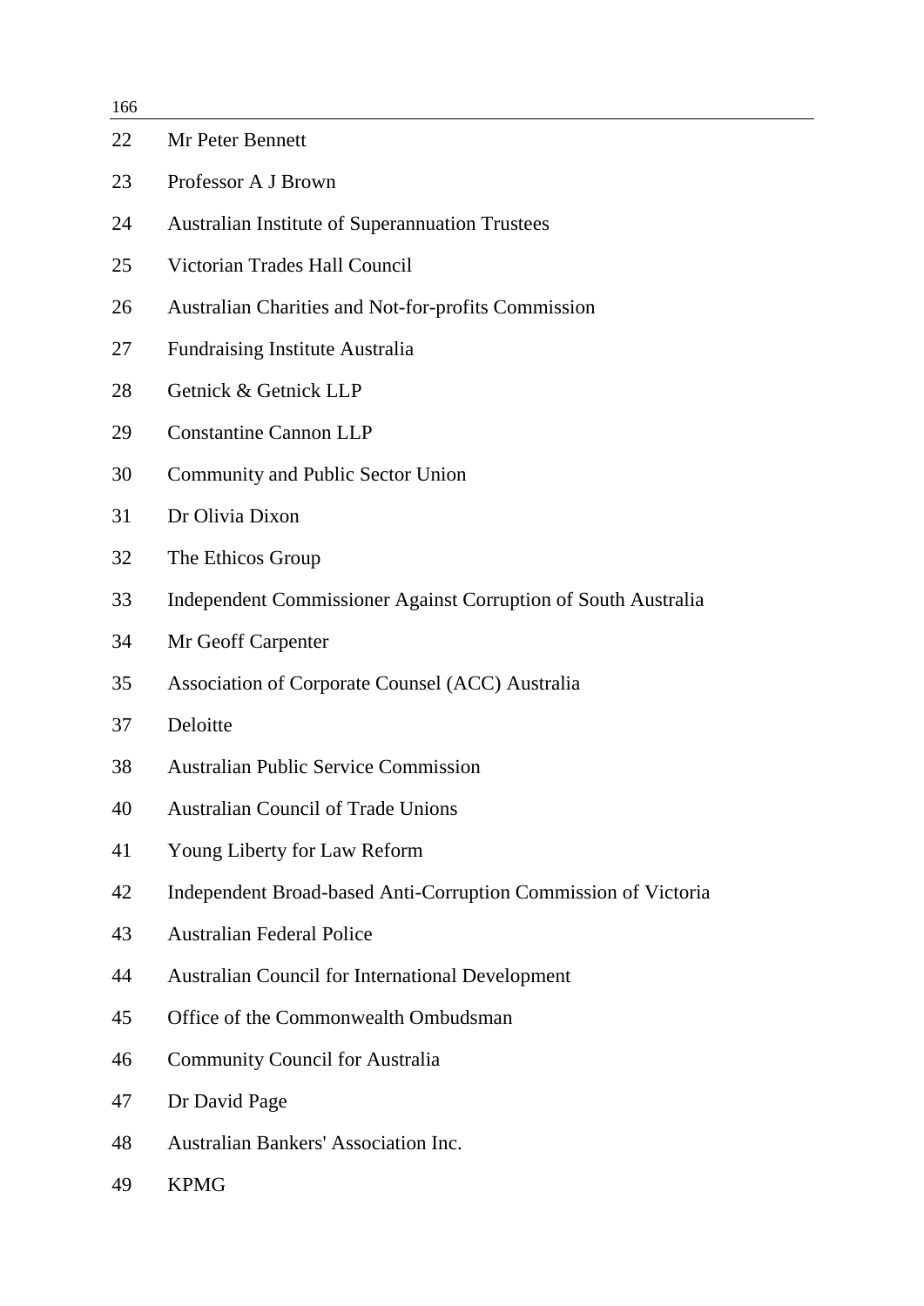22 Mr Peter Bennett

23 Professor A J Brown

24 Australian Institute of Superannuation Trustees

25 Victorian Trades Hall Council

26 Australian Charities and Not-for-profits Commission

27 Fundraising Institute Australia

28 Getnick & Getnick LLP

29 Constantine Cannon LLP

30 Community and Public Sector Union

31 Dr Olivia Dixon

32 The Ethicos Group

33 Independent Commissioner Against Corruption of South Australia

34 Mr Geoff Carpenter

35 Association of Corporate Counsel (ACC) Australia

37 Deloitte

38 Australian Public Service Commission

40 Australian Council of Trade Unions

41 Young Liberty for Law Reform

42 Independent Broad-based Anti-Corruption Commission of Victoria

43 Australian Federal Police

44 Australian Council for International Development

45 Office of the Commonwealth Ombudsman

46 Community Council for Australia

47 Dr David Page

48 Australian Bankers' Association Inc.

49 KPMG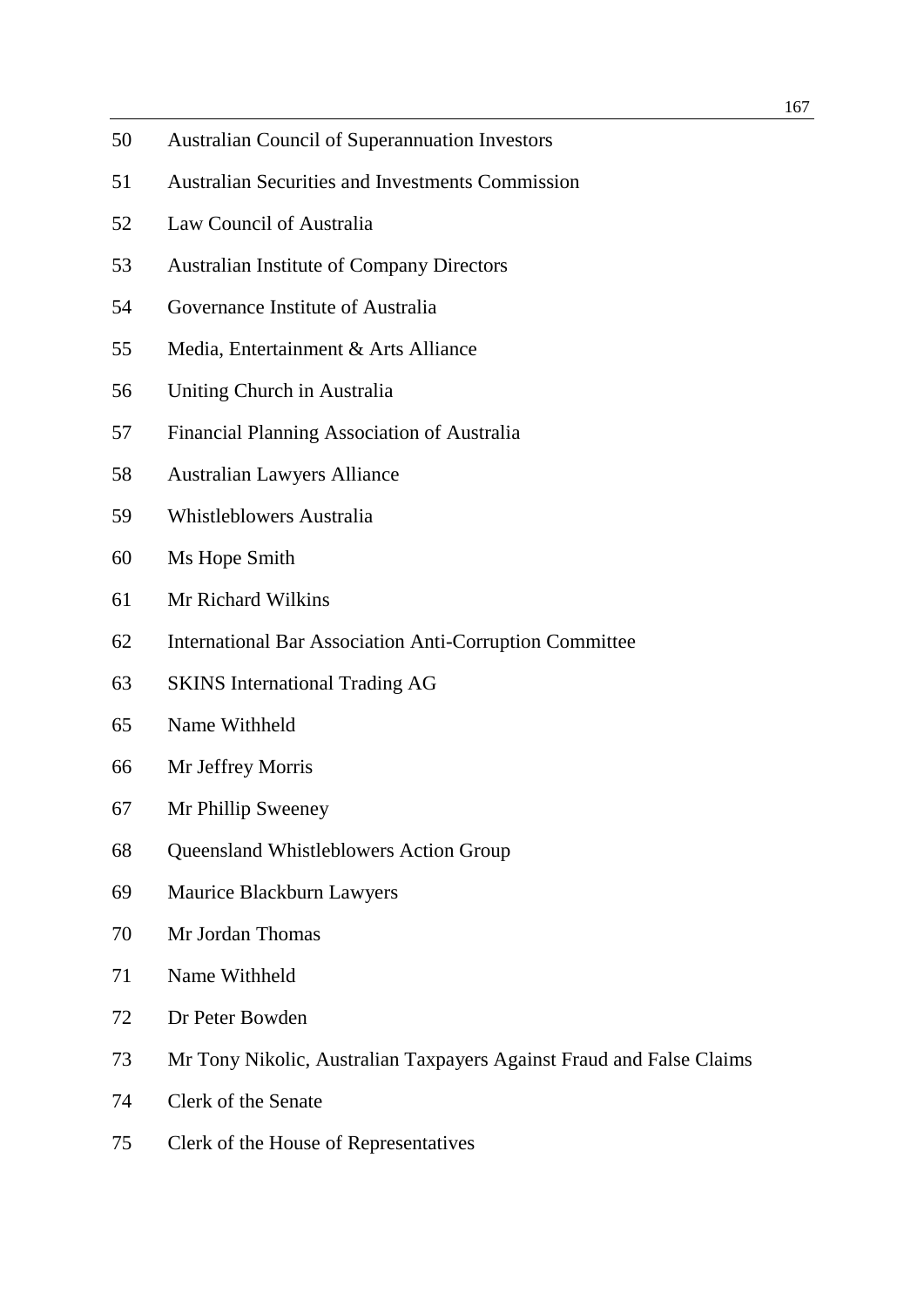| | |
|---|---|
| 50 | Australian Council of Superannuation Investors |
| 51 | Australian Securities and Investments Commission |
| 52 | Law Council of Australia |
| 53 | Australian Institute of Company Directors |
| 54 | Governance Institute of Australia |
| 55 | Media, Entertainment & Arts Alliance |
| 56 | Uniting Church in Australia |
| 57 | Financial Planning Association of Australia |
| 58 | Australian Lawyers Alliance |
| 59 | Whistleblowers Australia |
| 60 | Ms Hope Smith |
| 61 | Mr Richard Wilkins |
| 62 | International Bar Association Anti-Corruption Committee |
| 63 | SKINS International Trading AG |
| 65 | Name Withheld |
| 66 | Mr Jeffrey Morris |
| 67 | Mr Phillip Sweeney |
| 68 | Queensland Whistleblowers Action Group |
| 69 | Maurice Blackburn Lawyers |
| 70 | Mr Jordan Thomas |
| 71 | Name Withheld |
| 72 | Dr Peter Bowden |
| 73 | Mr Tony Nikolic, Australian Taxpayers Against Fraud and False Claims |
| 74 | Clerk of the Senate |
| 75 | Clerk of the House of Representatives |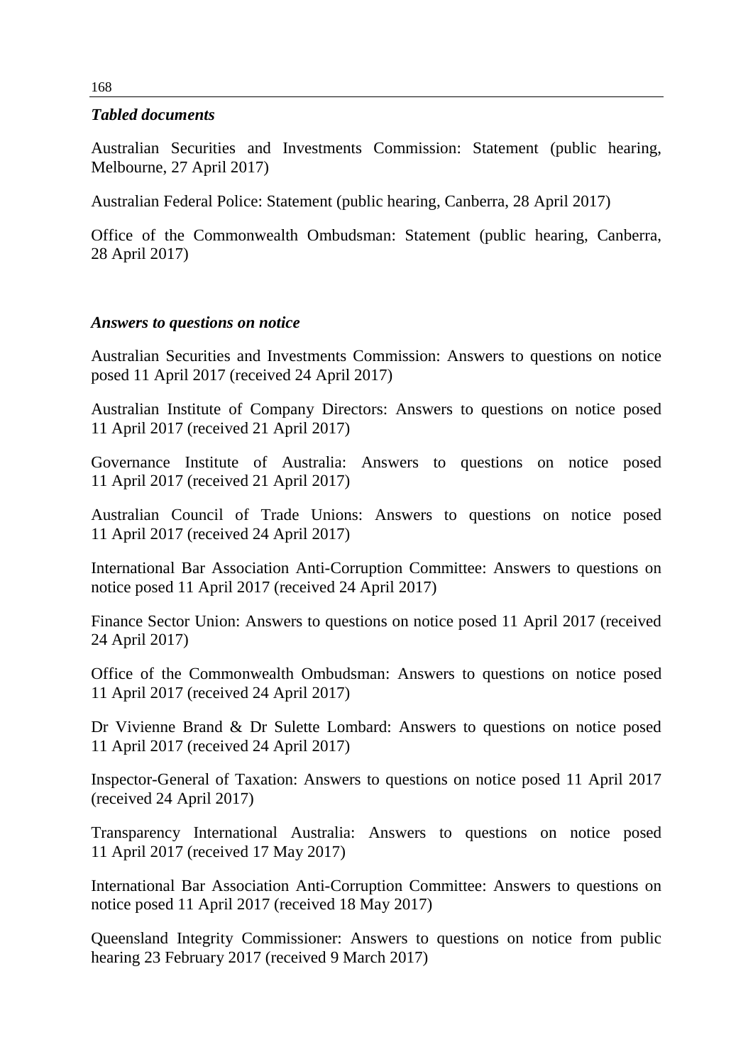### *Tabled documents*

Australian Securities and Investments Commission: Statement (public hearing, Melbourne, 27 April 2017)

Australian Federal Police: Statement (public hearing, Canberra, 28 April 2017)

Office of the Commonwealth Ombudsman: Statement (public hearing, Canberra, 28 April 2017)

### *Answers to questions on notice*

Australian Securities and Investments Commission: Answers to questions on notice posed 11 April 2017 (received 24 April 2017)

Australian Institute of Company Directors: Answers to questions on notice posed 11 April 2017 (received 21 April 2017)

Governance Institute of Australia: Answers to questions on notice posed 11 April 2017 (received 21 April 2017)

Australian Council of Trade Unions: Answers to questions on notice posed 11 April 2017 (received 24 April 2017)

International Bar Association Anti-Corruption Committee: Answers to questions on notice posed 11 April 2017 (received 24 April 2017)

Finance Sector Union: Answers to questions on notice posed 11 April 2017 (received 24 April 2017)

Office of the Commonwealth Ombudsman: Answers to questions on notice posed 11 April 2017 (received 24 April 2017)

Dr Vivienne Brand & Dr Sulette Lombard: Answers to questions on notice posed 11 April 2017 (received 24 April 2017)

Inspector-General of Taxation: Answers to questions on notice posed 11 April 2017 (received 24 April 2017)

Transparency International Australia: Answers to questions on notice posed 11 April 2017 (received 17 May 2017)

International Bar Association Anti-Corruption Committee: Answers to questions on notice posed 11 April 2017 (received 18 May 2017)

Queensland Integrity Commissioner: Answers to questions on notice from public hearing 23 February 2017 (received 9 March 2017)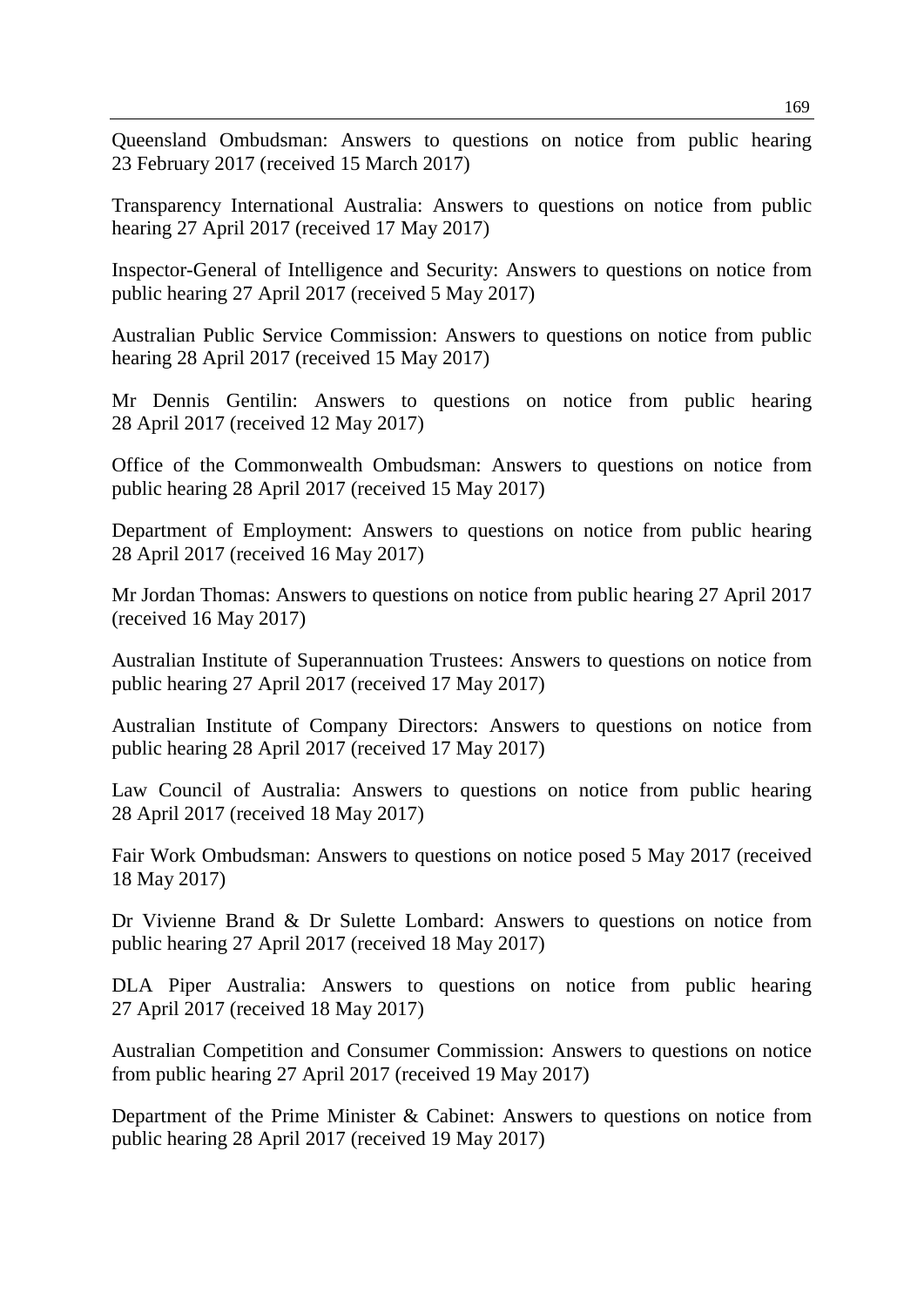Queensland Ombudsman: Answers to questions on notice from public hearing 23 February 2017 (received 15 March 2017)

Transparency International Australia: Answers to questions on notice from public hearing 27 April 2017 (received 17 May 2017)

Inspector-General of Intelligence and Security: Answers to questions on notice from public hearing 27 April 2017 (received 5 May 2017)

Australian Public Service Commission: Answers to questions on notice from public hearing 28 April 2017 (received 15 May 2017)

Mr Dennis Gentilin: Answers to questions on notice from public hearing 28 April 2017 (received 12 May 2017)

Office of the Commonwealth Ombudsman: Answers to questions on notice from public hearing 28 April 2017 (received 15 May 2017)

Department of Employment: Answers to questions on notice from public hearing 28 April 2017 (received 16 May 2017)

Mr Jordan Thomas: Answers to questions on notice from public hearing 27 April 2017 (received 16 May 2017)

Australian Institute of Superannuation Trustees: Answers to questions on notice from public hearing 27 April 2017 (received 17 May 2017)

Australian Institute of Company Directors: Answers to questions on notice from public hearing 28 April 2017 (received 17 May 2017)

Law Council of Australia: Answers to questions on notice from public hearing 28 April 2017 (received 18 May 2017)

Fair Work Ombudsman: Answers to questions on notice posed 5 May 2017 (received 18 May 2017)

Dr Vivienne Brand & Dr Sulette Lombard: Answers to questions on notice from public hearing 27 April 2017 (received 18 May 2017)

DLA Piper Australia: Answers to questions on notice from public hearing 27 April 2017 (received 18 May 2017)

Australian Competition and Consumer Commission: Answers to questions on notice from public hearing 27 April 2017 (received 19 May 2017)

Department of the Prime Minister & Cabinet: Answers to questions on notice from public hearing 28 April 2017 (received 19 May 2017)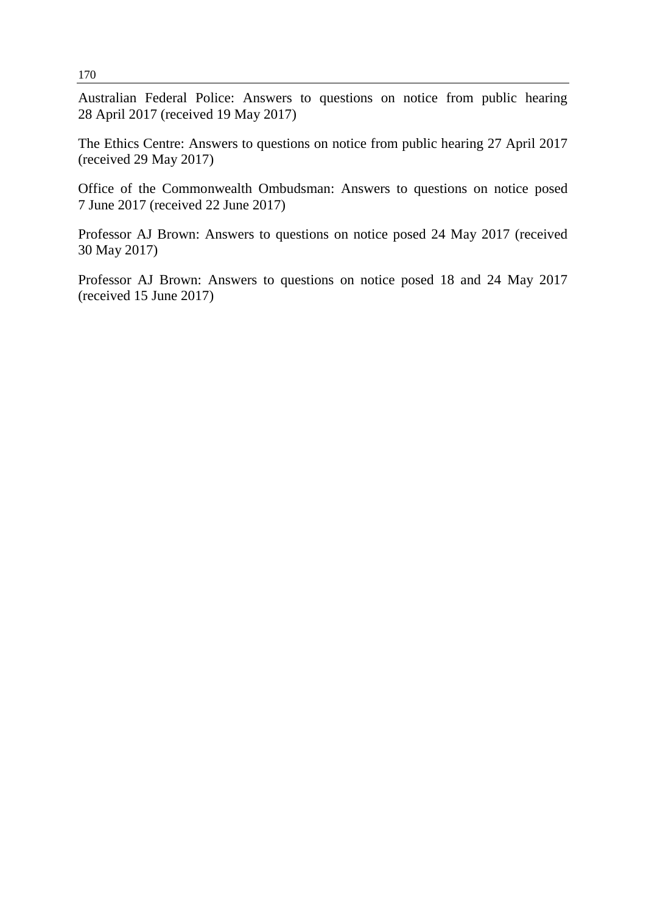Australian Federal Police: Answers to questions on notice from public hearing 28 April 2017 (received 19 May 2017)

The Ethics Centre: Answers to questions on notice from public hearing 27 April 2017 (received 29 May 2017)

Office of the Commonwealth Ombudsman: Answers to questions on notice posed 7 June 2017 (received 22 June 2017)

Professor AJ Brown: Answers to questions on notice posed 24 May 2017 (received 30 May 2017)

Professor AJ Brown: Answers to questions on notice posed 18 and 24 May 2017 (received 15 June 2017)